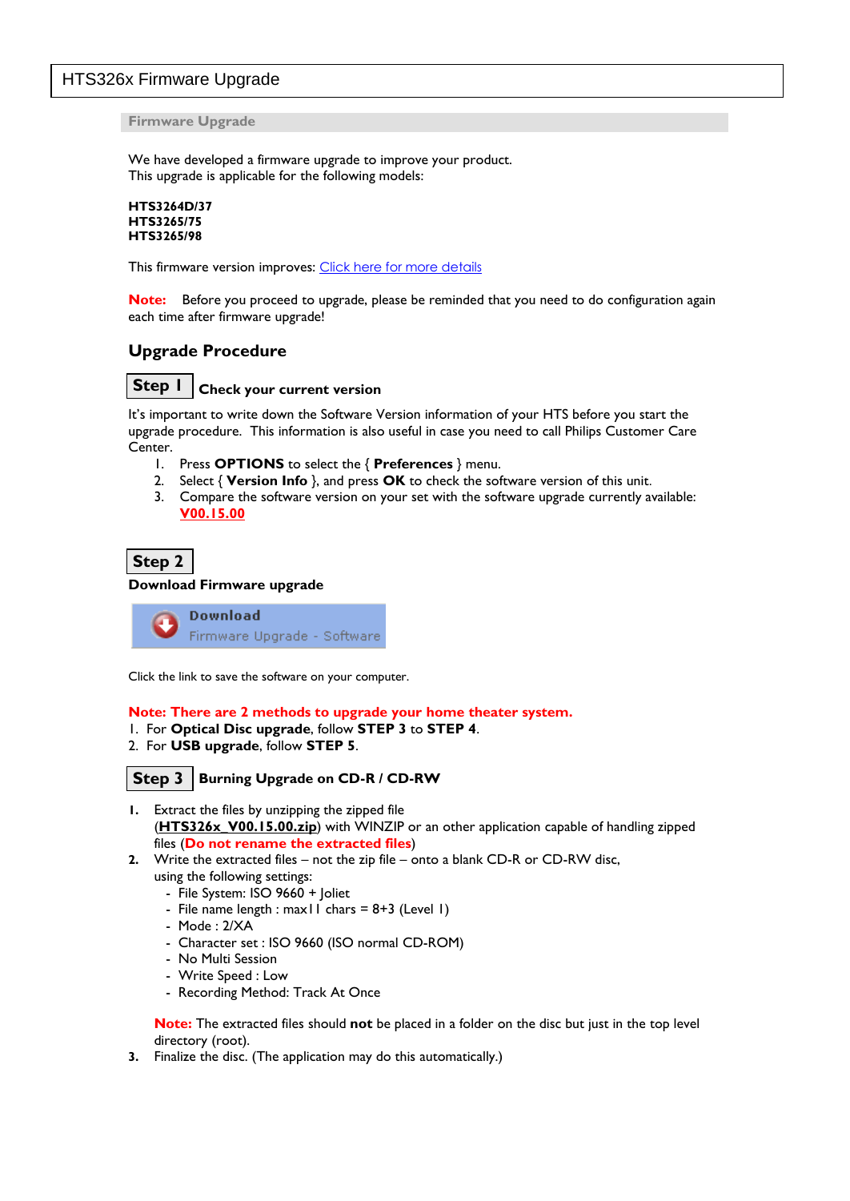# HTS326x Firmware Upgrade

## Firmware Upgrade

We have developed a firmware upgrade to improve your product.
This upgrade is applicable for the following models:

**HTS3264D/37**
**HTS3265/75**
**HTS3265/98**

This firmware version improves: Click here for more details

**Note:** Before you proceed to upgrade, please be reminded that you need to do configuration again each time after firmware upgrade!

## Upgrade Procedure

### Step 1 Check your current version

It's important to write down the Software Version information of your HTS before you start the upgrade procedure. This information is also useful in case you need to call Philips Customer Care Center.

1. Press **OPTIONS** to select the { **Preferences** } menu.
2. Select { **Version Info** }, and press **OK** to check the software version of this unit.
3. Compare the software version on your set with the software upgrade currently available: **V00.15.00**

### Step 2

**Download Firmware upgrade**

**Download**
Firmware Upgrade - Software

Click the link to save the software on your computer.

**Note: There are 2 methods to upgrade your home theater system.**

1. For **Optical Disc upgrade**, follow **STEP 3** to **STEP 4**.
2. For **USB upgrade**, follow **STEP 5**.

### Step 3 Burning Upgrade on CD-R / CD-RW

1. Extract the files by unzipping the zipped file (**HTS326x_V00.15.00.zip**) with WINZIP or an other application capable of handling zipped files (**Do not rename the extracted files**)
2. Write the extracted files – not the zip file – onto a blank CD-R or CD-RW disc, using the following settings:
   - File System: ISO 9660 + Joliet
   - File name length : max11 chars = 8+3 (Level 1)
   - Mode : 2/XA
   - Character set : ISO 9660 (ISO normal CD-ROM)
   - No Multi Session
   - Write Speed : Low
   - Recording Method: Track At Once

   **Note:** The extracted files should **not** be placed in a folder on the disc but just in the top level directory (root).
3. Finalize the disc. (The application may do this automatically.)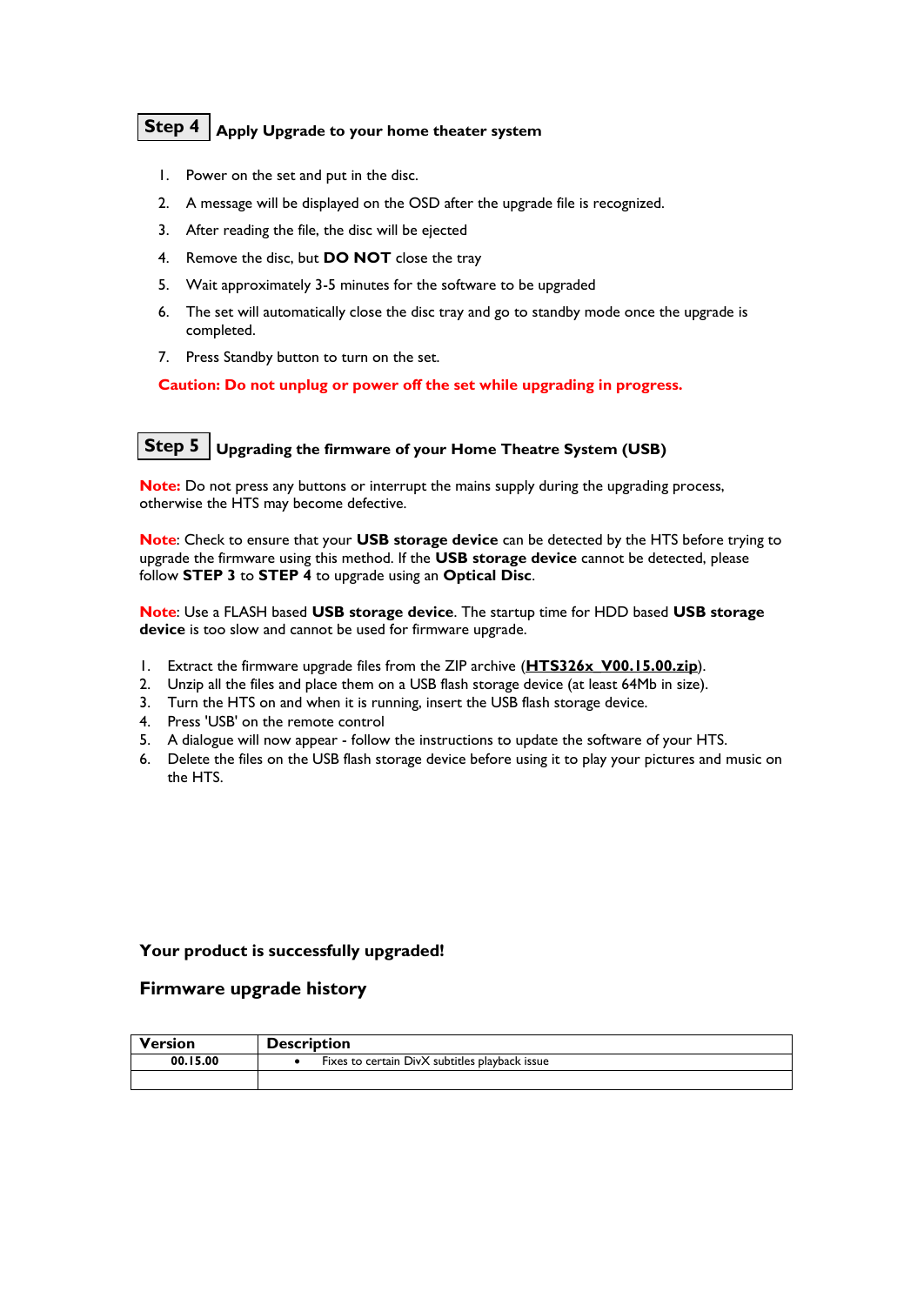## Step 4 Apply Upgrade to your home theater system

1. Power on the set and put in the disc.
2. A message will be displayed on the OSD after the upgrade file is recognized.
3. After reading the file, the disc will be ejected
4. Remove the disc, but **DO NOT** close the tray
5. Wait approximately 3-5 minutes for the software to be upgraded
6. The set will automatically close the disc tray and go to standby mode once the upgrade is completed.
7. Press Standby button to turn on the set.

**Caution: Do not unplug or power off the set while upgrading in progress.**

## Step 5 Upgrading the firmware of your Home Theatre System (USB)

**Note:** Do not press any buttons or interrupt the mains supply during the upgrading process, otherwise the HTS may become defective.

**Note**: Check to ensure that your **USB storage device** can be detected by the HTS before trying to upgrade the firmware using this method. If the **USB storage device** cannot be detected, please follow **STEP 3** to **STEP 4** to upgrade using an **Optical Disc**.

**Note**: Use a FLASH based **USB storage device**. The startup time for HDD based **USB storage device** is too slow and cannot be used for firmware upgrade.

1. Extract the firmware upgrade files from the ZIP archive (**HTS326x_V00.15.00.zip**).
2. Unzip all the files and place them on a USB flash storage device (at least 64Mb in size).
3. Turn the HTS on and when it is running, insert the USB flash storage device.
4. Press 'USB' on the remote control
5. A dialogue will now appear - follow the instructions to update the software of your HTS.
6. Delete the files on the USB flash storage device before using it to play your pictures and music on the HTS.

**Your product is successfully upgraded!**

## Firmware upgrade history

| Version | Description |
|---|---|
| 00.15.00 | • Fixes to certain DivX subtitles playback issue |
| | |